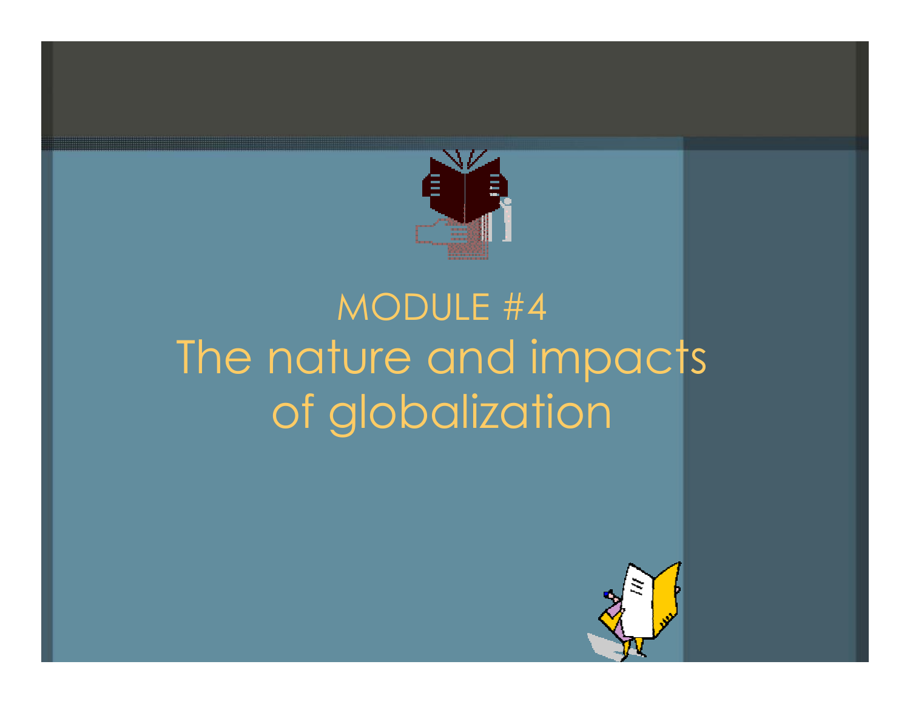# MODULE #4

# The nature and impacts of globalization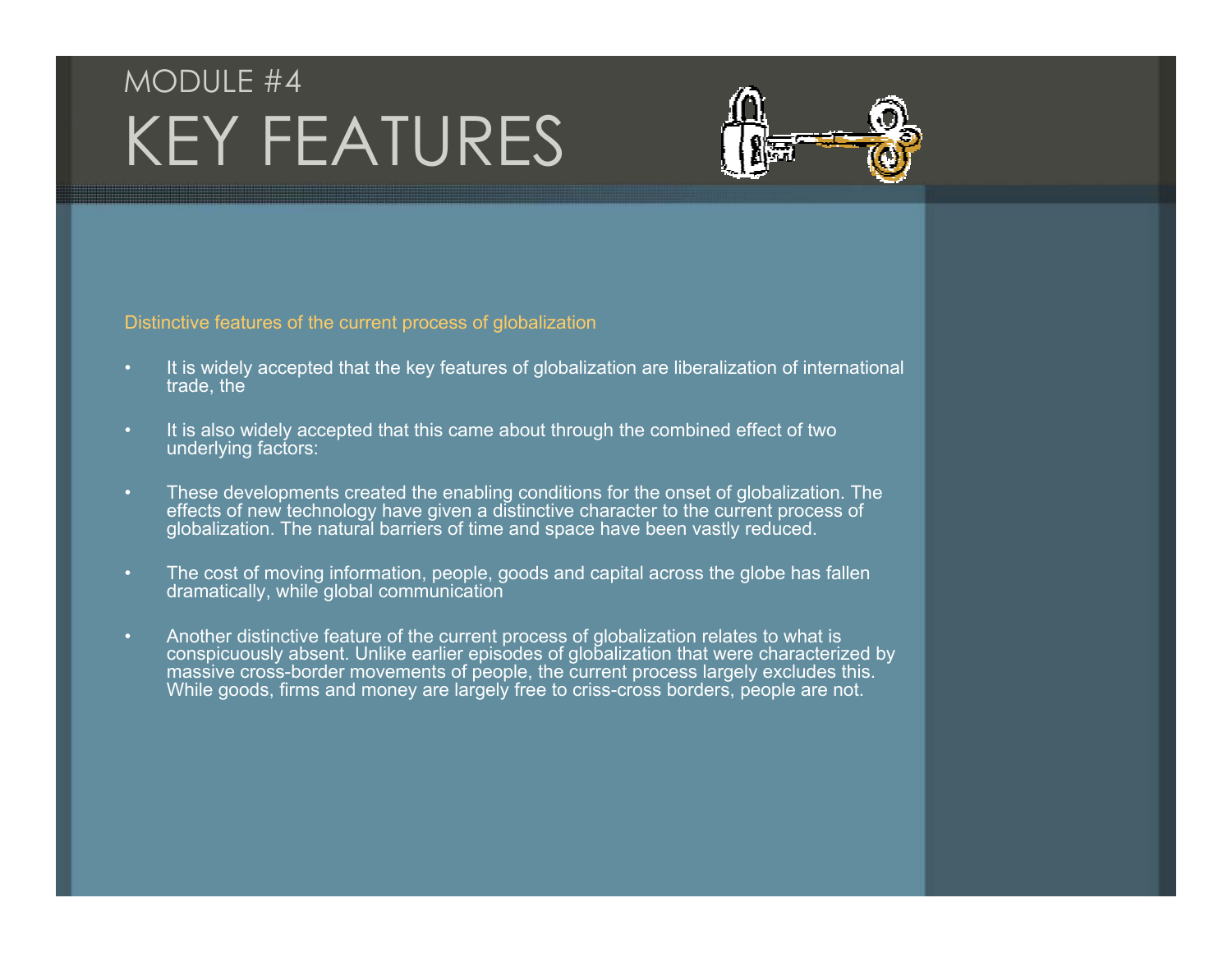# MODULE #4

# KEY FEATURES

Distinctive features of the current process of globalization

- It is widely accepted that the key features of globalization are liberalization of international trade, the
- It is also widely accepted that this came about through the combined effect of two underlying factors:
- These developments created the enabling conditions for the onset of globalization. The effects of new technology have given a distinctive character to the current process of globalization. The natural barriers of time and space have been vastly reduced.
- The cost of moving information, people, goods and capital across the globe has fallen dramatically, while global communication
- Another distinctive feature of the current process of globalization relates to what is conspicuously absent. Unlike earlier episodes of globalization that were characterized by massive cross-border movements of people, the current process largely excludes this. While goods, firms and money are largely free to criss-cross borders, people are not.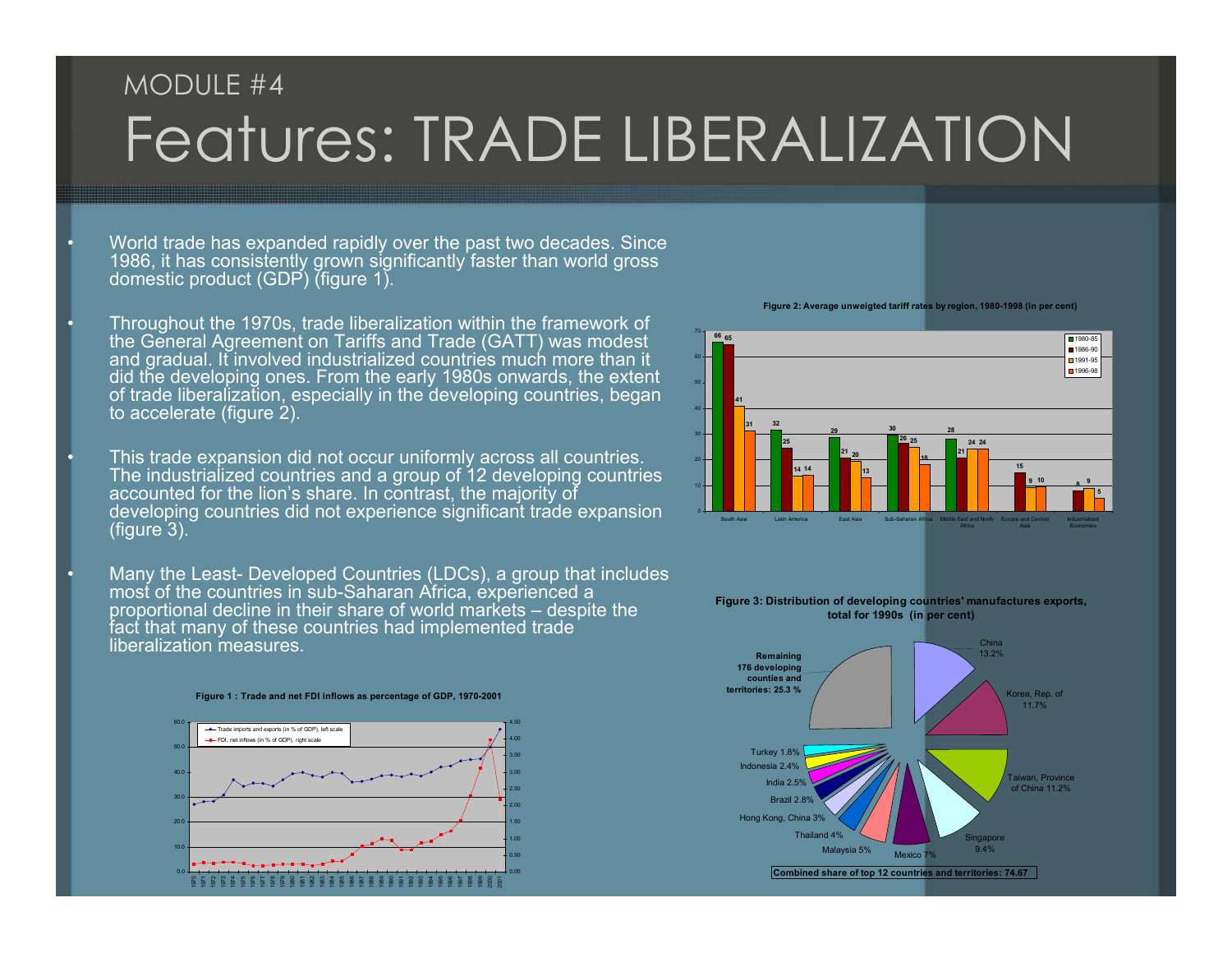MODULE #4

# Features: TRADE LIBERALIZATION

- World trade has expanded rapidly over the past two decades. Since 1986, it has consistently grown significantly faster than world gross domestic product (GDP) (figure 1).
- Throughout the 1970s, trade liberalization within the framework of the General Agreement on Tariffs and Trade (GATT) was modest and gradual. It involved industrialized countries much more than it did the developing ones. From the early 1980s onwards, the extent of trade liberalization, especially in the developing countries, began to accelerate (figure 2).
- This trade expansion did not occur uniformly across all countries. The industrialized countries and a group of 12 developing countries accounted for the lion's share. In contrast, the majority of developing countries did not experience significant trade expansion (figure 3).
- Many the Least- Developed Countries (LDCs), a group that includes most of the countries in sub-Saharan Africa, experienced a proportional decline in their share of world markets – despite the fact that many of these countries had implemented trade liberalization measures.

**Figure 2: Average unweigted tariff rates by region, 1980-1998 (in per cent)**

| Region | 1980-85 | 1986-90 | 1991-95 | 1996-98 |
|---|---|---|---|---|
| South Asia | 66 | 65 | 41 | 31 |
| Latin America | 32 | 25 | 14 | 14 |
| East Asia | 29 | 21 | 20 | 13 |
| Sub-Saharan Africa | 30 | 26 | 25 | 18 |
| Middle East and North Africa | 28 | 21 | 24 | 24 |
| Europe and Central Asia | | 15 | 9 | 10 |
| Industrialized Economies | | 8 | 9 | 5 |

**Figure 3: Distribution of developing countries' manufactures exports, total for 1990s (in per cent)**

| Country/territory | Share |
|---|---|
| China | 13.2% |
| Korea, Rep. of | 11.7% |
| Taiwan, Province of China | 11.2% |
| Singapore | 9.4% |
| Mexico | 7% |
| Malaysia | 5% |
| Thailand | 4% |
| Hong Kong, China | 3% |
| Brazil | 2.8% |
| India | 2.5% |
| Indonesia | 2.4% |
| Turkey | 1.8% |
| Remaining 176 developing counties and territories | 25.3 % |

Combined share of top 12 countries and territories: 74.67

**Figure 1 : Trade and net FDI inflows as percentage of GDP, 1970-2001**

Legend: Trade imports and exports (in % of GDP), left scale; FDI, net inflows (in % of GDP), right scale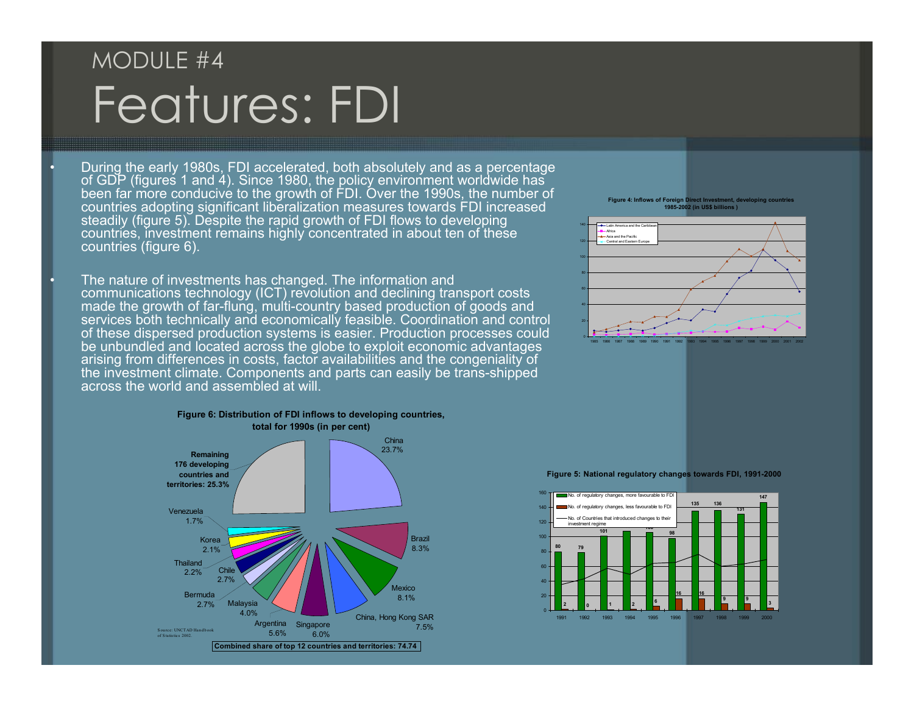MODULE #4

# Features: FDI

- During the early 1980s, FDI accelerated, both absolutely and as a percentage of GDP (figures 1 and 4). Since 1980, the policy environment worldwide has been far more conducive to the growth of FDI. Over the 1990s, the number of countries adopting significant liberalization measures towards FDI increased steadily (figure 5). Despite the rapid growth of FDI flows to developing countries, investment remains highly concentrated in about ten of these countries (figure 6).

- The nature of investments has changed. The information and communications technology (ICT) revolution and declining transport costs made the growth of far-flung, multi-country based production of goods and services both technically and economically feasible. Coordination and control of these dispersed production systems is easier. Production processes could be unbundled and located across the globe to exploit economic advantages arising from differences in costs, factor availabilities and the congeniality of the investment climate. Components and parts can easily be trans-shipped across the world and assembled at will.

**Figure 4: Inflows of Foreign Direct Investment, developing countries 1985-2002 (in US$ billions)**

**Figure 6: Distribution of FDI inflows to developing countries, total for 1990s (in per cent)**

| Country/Territory | Share |
|---|---|
| China | 23.7% |
| Brazil | 8.3% |
| Mexico | 8.1% |
| China, Hong Kong SAR | 7.5% |
| Singapore | 6.0% |
| Argentina | 5.6% |
| Malaysia | 4.0% |
| Bermuda | 2.7% |
| Chile | 2.7% |
| Thailand | 2.2% |
| Korea | 2.1% |
| Venezuela | 1.7% |
| Remaining 176 developing countries and territories | 25.3% |

Combined share of top 12 countries and territories: 74.74

Source: UNCTAD Handbook of Statistics 2002.

**Figure 5: National regulatory changes towards FDI, 1991-2000**

| Year | No. of regulatory changes, more favourable to FDI | No. of regulatory changes, less favourable to FDI |
|---|---|---|
| 1991 | 80 | 2 |
| 1992 | 79 | 0 |
| 1993 | 101 | 1 |
| 1994 | 108 | 2 |
| 1995 | 106 | 6 |
| 1996 | 98 | 16 |
| 1997 | 135 | 16 |
| 1998 | 136 | 9 |
| 1999 | 131 | 9 |
| 2000 | 147 | 3 |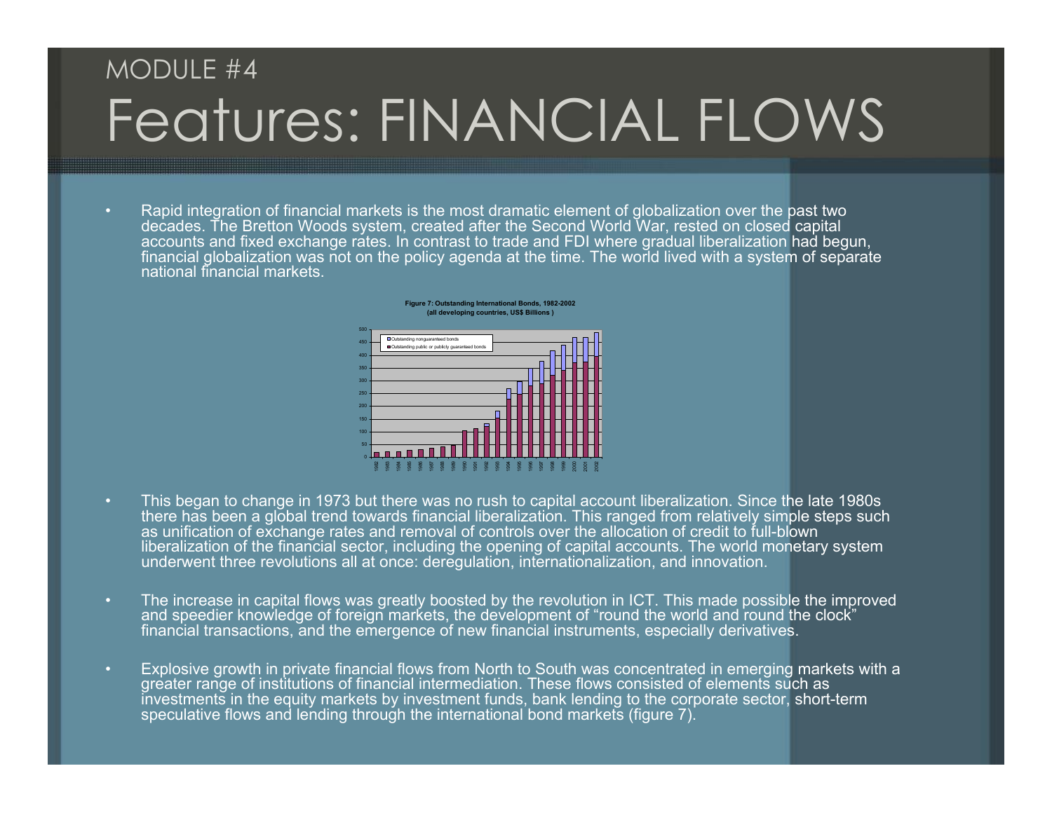MODULE #4

# Features: FINANCIAL FLOWS

- Rapid integration of financial markets is the most dramatic element of globalization over the past two decades. The Bretton Woods system, created after the Second World War, rested on closed capital accounts and fixed exchange rates. In contrast to trade and FDI where gradual liberalization had begun, financial globalization was not on the policy agenda at the time. The world lived with a system of separate national financial markets.

**Figure 7: Outstanding International Bonds, 1982-2002 (all developing countries, US$ Billions )**

- This began to change in 1973 but there was no rush to capital account liberalization. Since the late 1980s there has been a global trend towards financial liberalization. This ranged from relatively simple steps such as unification of exchange rates and removal of controls over the allocation of credit to full-blown liberalization of the financial sector, including the opening of capital accounts. The world monetary system underwent three revolutions all at once: deregulation, internationalization, and innovation.

- The increase in capital flows was greatly boosted by the revolution in ICT. This made possible the improved and speedier knowledge of foreign markets, the development of "round the world and round the clock" financial transactions, and the emergence of new financial instruments, especially derivatives.

- Explosive growth in private financial flows from North to South was concentrated in emerging markets with a greater range of institutions of financial intermediation. These flows consisted of elements such as investments in the equity markets by investment funds, bank lending to the corporate sector, short-term speculative flows and lending through the international bond markets (figure 7).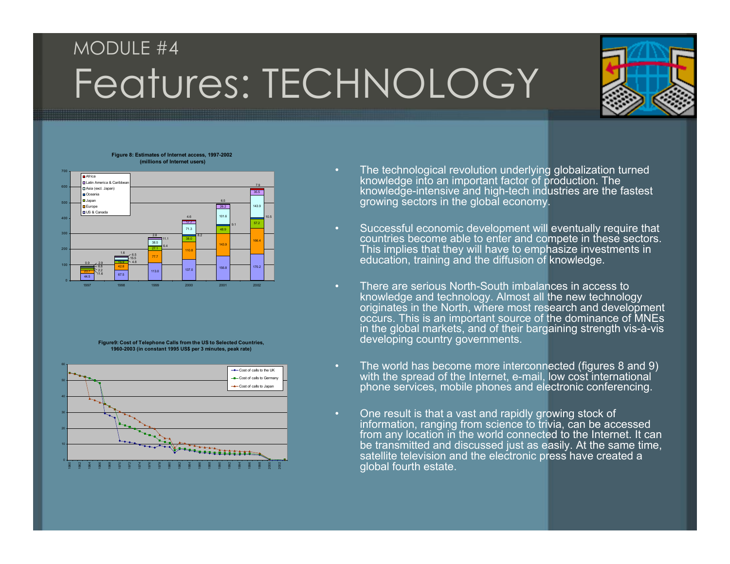MODULE #4

# Features: TECHNOLOGY

**Figure 8: Estimates of Internet access, 1997-2002 (millions of Internet users)**

**Figure9: Cost of Telephone Calls from the US to Selected Countries, 1960-2003 (in constant 1995 US$ per 3 minutes, peak rate)**

- The technological revolution underlying globalization turned knowledge into an important factor of production. The knowledge-intensive and high-tech industries are the fastest growing sectors in the global economy.
- Successful economic development will eventually require that countries become able to enter and compete in these sectors. This implies that they will have to emphasize investments in education, training and the diffusion of knowledge.
- There are serious North-South imbalances in access to knowledge and technology. Almost all the new technology originates in the North, where most research and development occurs. This is an important source of the dominance of MNEs in the global markets, and of their bargaining strength vis-à-vis developing country governments.
- The world has become more interconnected (figures 8 and 9) with the spread of the Internet, e-mail, low cost international phone services, mobile phones and electronic conferencing.
- One result is that a vast and rapidly growing stock of information, ranging from science to trivia, can be accessed from any location in the world connected to the Internet. It can be transmitted and discussed just as easily. At the same time, satellite television and the electronic press have created a global fourth estate.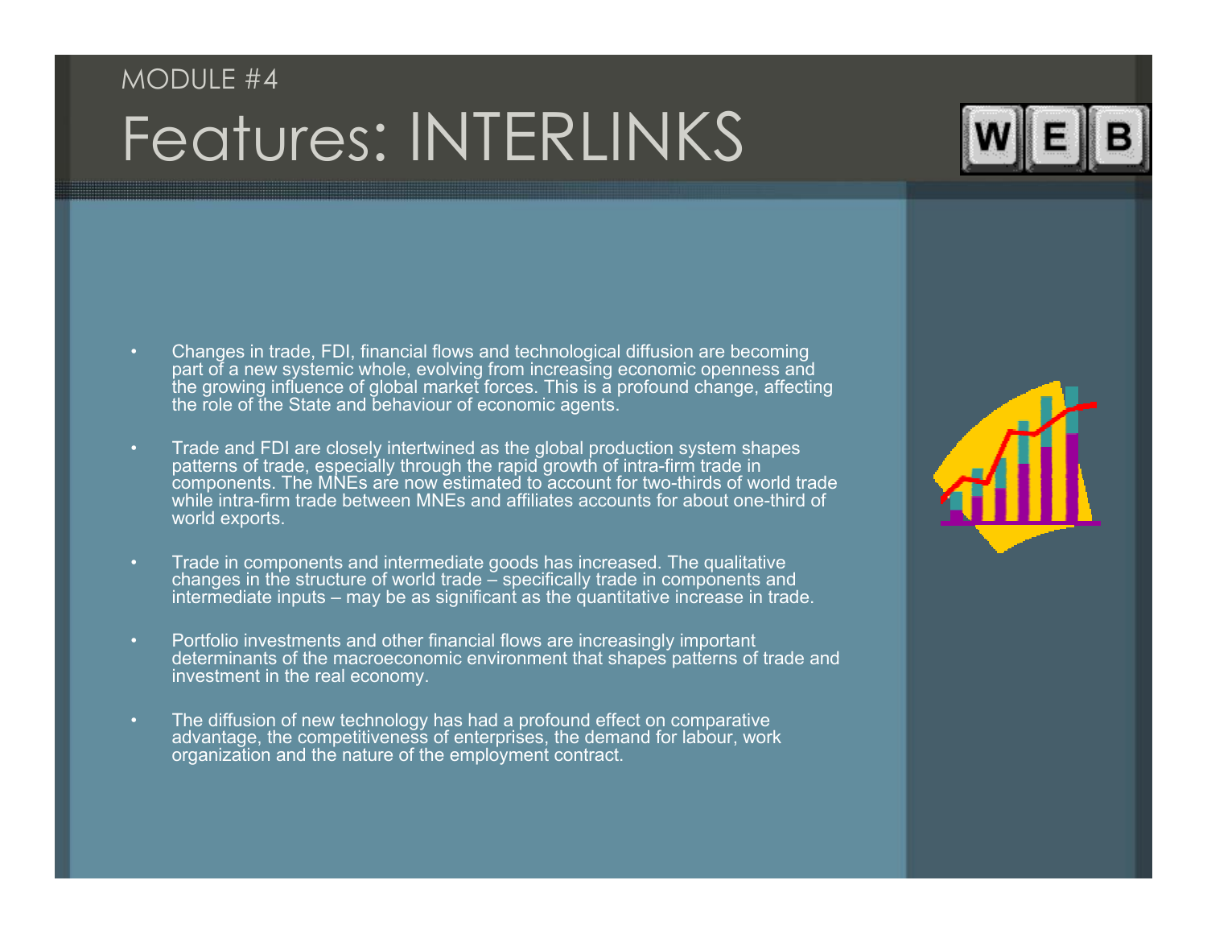MODULE #4

# Features: INTERLINKS

- Changes in trade, FDI, financial flows and technological diffusion are becoming part of a new systemic whole, evolving from increasing economic openness and the growing influence of global market forces. This is a profound change, affecting the role of the State and behaviour of economic agents.
- Trade and FDI are closely intertwined as the global production system shapes patterns of trade, especially through the rapid growth of intra-firm trade in components. The MNEs are now estimated to account for two-thirds of world trade while intra-firm trade between MNEs and affiliates accounts for about one-third of world exports.
- Trade in components and intermediate goods has increased. The qualitative changes in the structure of world trade – specifically trade in components and intermediate inputs – may be as significant as the quantitative increase in trade.
- Portfolio investments and other financial flows are increasingly important determinants of the macroeconomic environment that shapes patterns of trade and investment in the real economy.
- The diffusion of new technology has had a profound effect on comparative advantage, the competitiveness of enterprises, the demand for labour, work organization and the nature of the employment contract.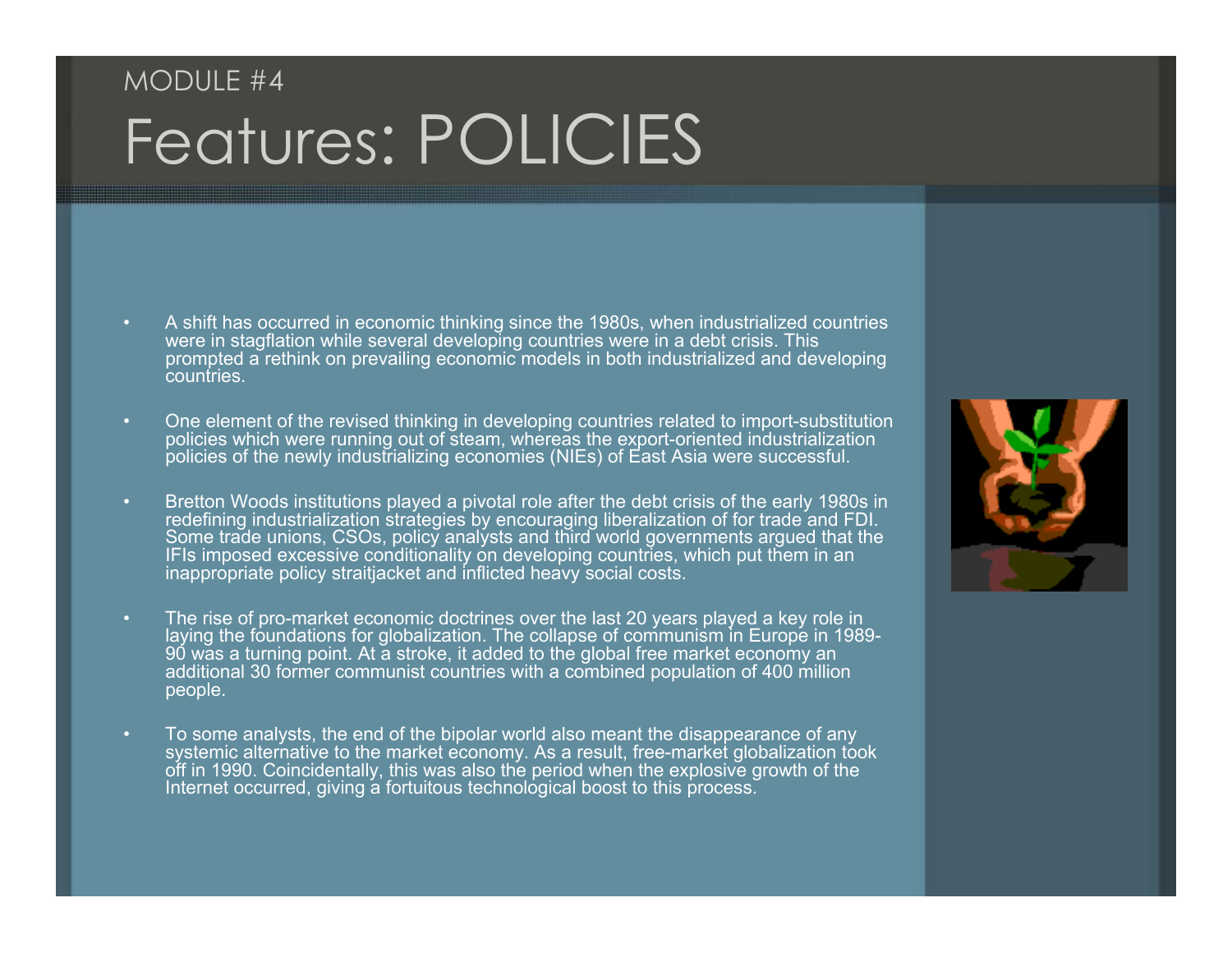MODULE #4

# Features: POLICIES

- A shift has occurred in economic thinking since the 1980s, when industrialized countries were in stagflation while several developing countries were in a debt crisis. This prompted a rethink on prevailing economic models in both industrialized and developing countries.

- One element of the revised thinking in developing countries related to import-substitution policies which were running out of steam, whereas the export-oriented industrialization policies of the newly industrializing economies (NIEs) of East Asia were successful.

- Bretton Woods institutions played a pivotal role after the debt crisis of the early 1980s in redefining industrialization strategies by encouraging liberalization of for trade and FDI. Some trade unions, CSOs, policy analysts and third world governments argued that the IFIs imposed excessive conditionality on developing countries, which put them in an inappropriate policy straitjacket and inflicted heavy social costs.

- The rise of pro-market economic doctrines over the last 20 years played a key role in laying the foundations for globalization. The collapse of communism in Europe in 1989-90 was a turning point. At a stroke, it added to the global free market economy an additional 30 former communist countries with a combined population of 400 million people.

- To some analysts, the end of the bipolar world also meant the disappearance of any systemic alternative to the market economy. As a result, free-market globalization took off in 1990. Coincidentally, this was also the period when the explosive growth of the Internet occurred, giving a fortuitous technological boost to this process.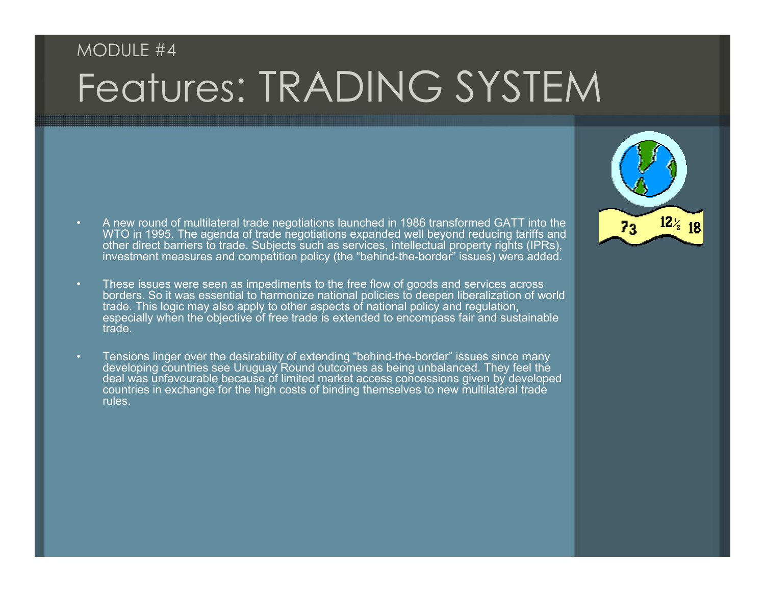MODULE #4

# Features: TRADING SYSTEM

- A new round of multilateral trade negotiations launched in 1986 transformed GATT into the WTO in 1995. The agenda of trade negotiations expanded well beyond reducing tariffs and other direct barriers to trade. Subjects such as services, intellectual property rights (IPRs), investment measures and competition policy (the "behind-the-border" issues) were added.

- These issues were seen as impediments to the free flow of goods and services across borders. So it was essential to harmonize national policies to deepen liberalization of world trade. This logic may also apply to other aspects of national policy and regulation, especially when the objective of free trade is extended to encompass fair and sustainable trade.

- Tensions linger over the desirability of extending "behind-the-border" issues since many developing countries see Uruguay Round outcomes as being unbalanced. They feel the deal was unfavourable because of limited market access concessions given by developed countries in exchange for the high costs of binding themselves to new multilateral trade rules.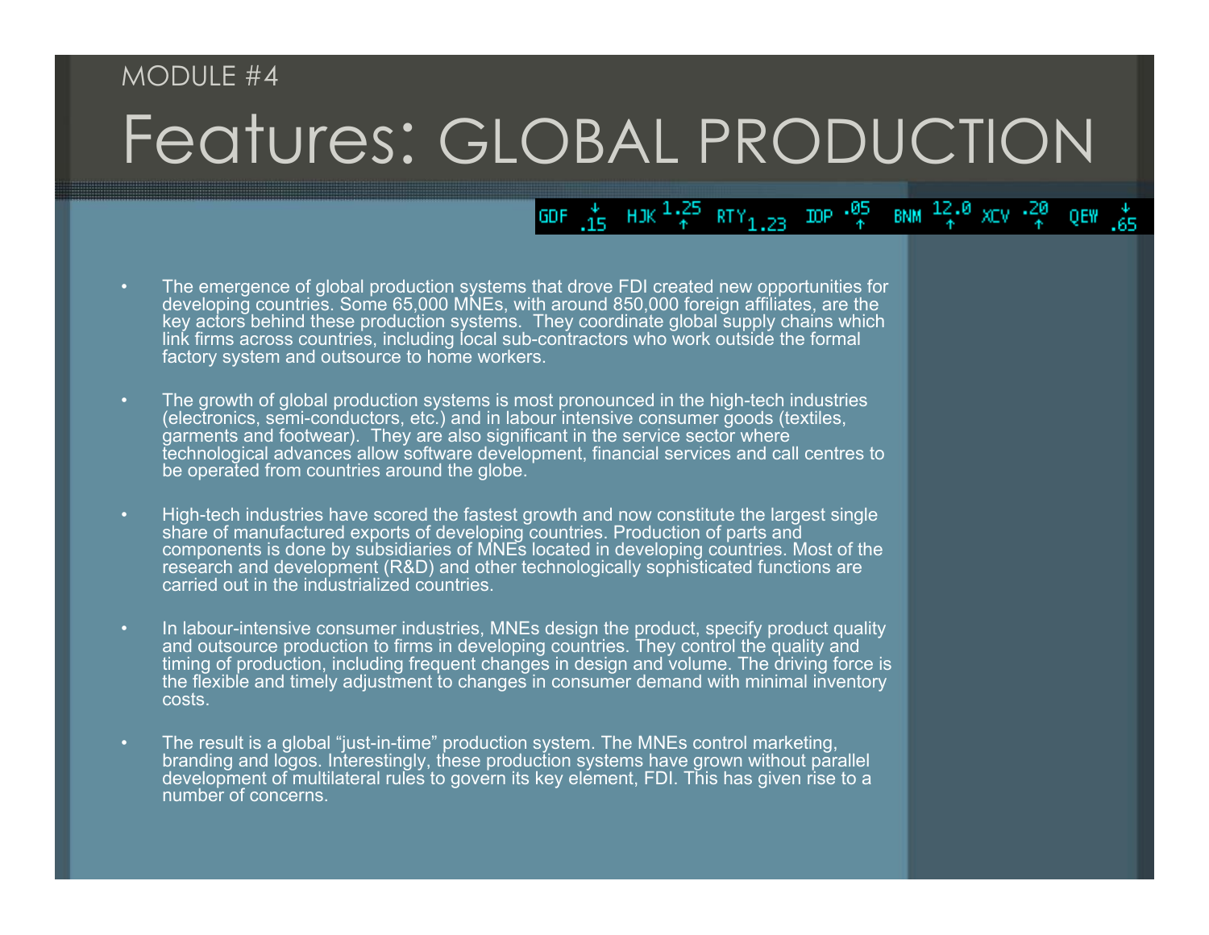MODULE #4

# Features: GLOBAL PRODUCTION

- The emergence of global production systems that drove FDI created new opportunities for developing countries. Some 65,000 MNEs, with around 850,000 foreign affiliates, are the key actors behind these production systems. They coordinate global supply chains which link firms across countries, including local sub-contractors who work outside the formal factory system and outsource to home workers.

- The growth of global production systems is most pronounced in the high-tech industries (electronics, semi-conductors, etc.) and in labour intensive consumer goods (textiles, garments and footwear). They are also significant in the service sector where technological advances allow software development, financial services and call centres to be operated from countries around the globe.

- High-tech industries have scored the fastest growth and now constitute the largest single share of manufactured exports of developing countries. Production of parts and components is done by subsidiaries of MNEs located in developing countries. Most of the research and development (R&D) and other technologically sophisticated functions are carried out in the industrialized countries.

- In labour-intensive consumer industries, MNEs design the product, specify product quality and outsource production to firms in developing countries. They control the quality and timing of production, including frequent changes in design and volume. The driving force is the flexible and timely adjustment to changes in consumer demand with minimal inventory costs.

- The result is a global "just-in-time" production system. The MNEs control marketing, branding and logos. Interestingly, these production systems have grown without parallel development of multilateral rules to govern its key element, FDI. This has given rise to a number of concerns.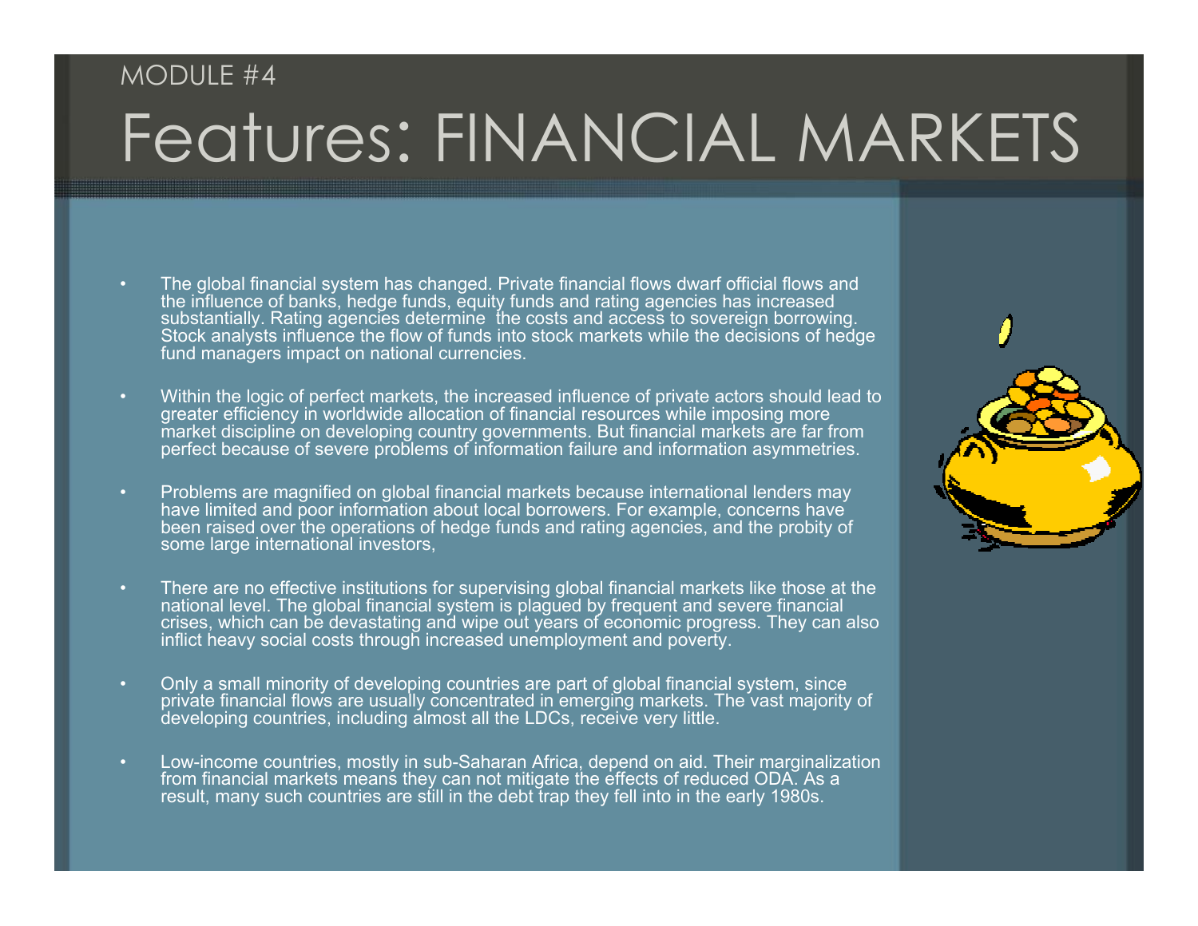MODULE #4

# Features: FINANCIAL MARKETS

- The global financial system has changed. Private financial flows dwarf official flows and the influence of banks, hedge funds, equity funds and rating agencies has increased substantially. Rating agencies determine  the costs and access to sovereign borrowing. Stock analysts influence the flow of funds into stock markets while the decisions of hedge fund managers impact on national currencies.

- Within the logic of perfect markets, the increased influence of private actors should lead to greater efficiency in worldwide allocation of financial resources while imposing more market discipline on developing country governments. But financial markets are far from perfect because of severe problems of information failure and information asymmetries.

- Problems are magnified on global financial markets because international lenders may have limited and poor information about local borrowers. For example, concerns have been raised over the operations of hedge funds and rating agencies, and the probity of some large international investors,

- There are no effective institutions for supervising global financial markets like those at the national level. The global financial system is plagued by frequent and severe financial crises, which can be devastating and wipe out years of economic progress. They can also inflict heavy social costs through increased unemployment and poverty.

- Only a small minority of developing countries are part of global financial system, since private financial flows are usually concentrated in emerging markets. The vast majority of developing countries, including almost all the LDCs, receive very little.

- Low-income countries, mostly in sub-Saharan Africa, depend on aid. Their marginalization from financial markets means they can not mitigate the effects of reduced ODA. As a result, many such countries are still in the debt trap they fell into in the early 1980s.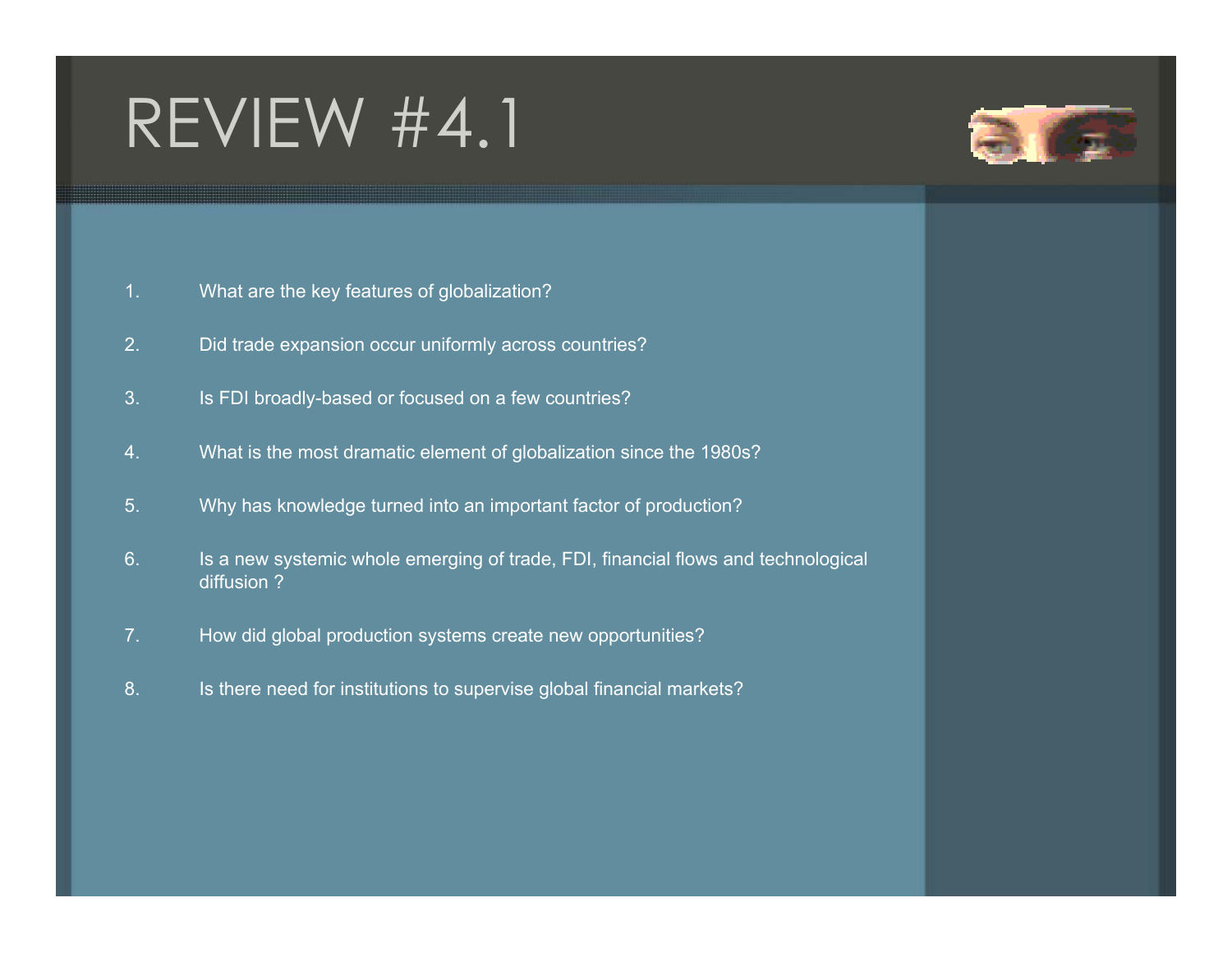# REVIEW #4.1

1. What are the key features of globalization?
2. Did trade expansion occur uniformly across countries?
3. Is FDI broadly-based or focused on a few countries?
4. What is the most dramatic element of globalization since the 1980s?
5. Why has knowledge turned into an important factor of production?
6. Is a new systemic whole emerging of trade, FDI, financial flows and technological diffusion ?
7. How did global production systems create new opportunities?
8. Is there need for institutions to supervise global financial markets?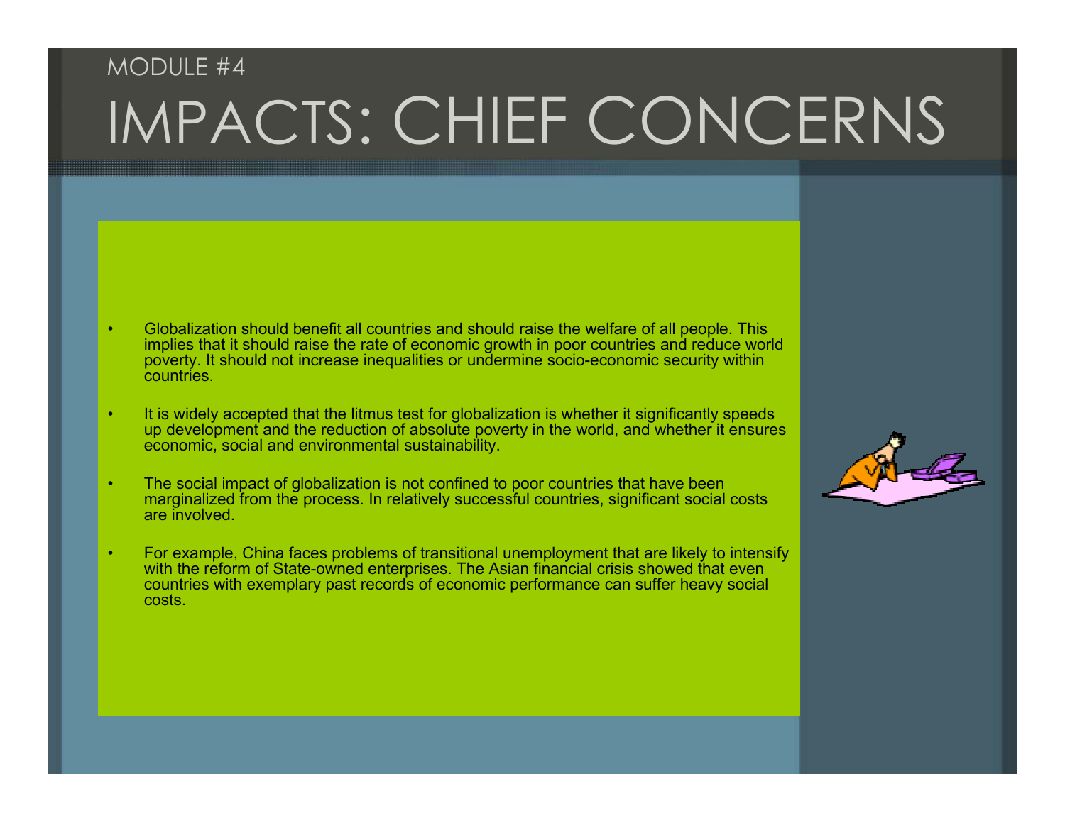MODULE #4

# IMPACTS: CHIEF CONCERNS

- Globalization should benefit all countries and should raise the welfare of all people. This implies that it should raise the rate of economic growth in poor countries and reduce world poverty. It should not increase inequalities or undermine socio-economic security within countries.

- It is widely accepted that the litmus test for globalization is whether it significantly speeds up development and the reduction of absolute poverty in the world, and whether it ensures economic, social and environmental sustainability.

- The social impact of globalization is not confined to poor countries that have been marginalized from the process. In relatively successful countries, significant social costs are involved.

- For example, China faces problems of transitional unemployment that are likely to intensify with the reform of State-owned enterprises. The Asian financial crisis showed that even countries with exemplary past records of economic performance can suffer heavy social costs.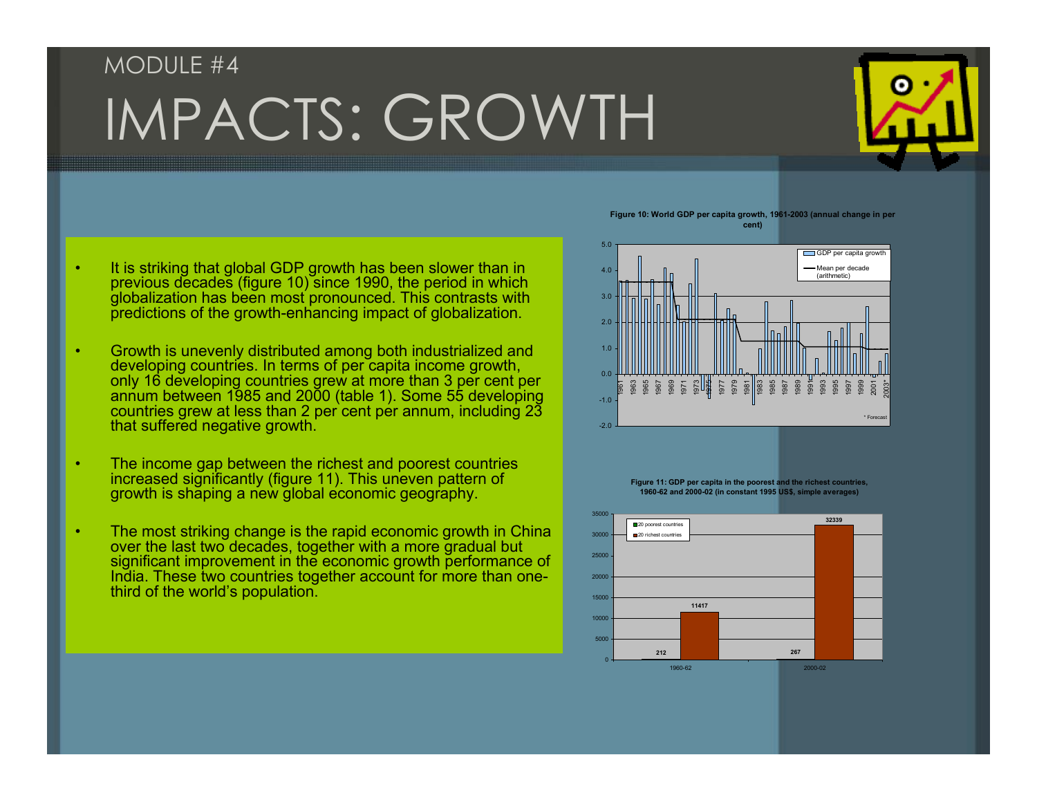MODULE #4

# IMPACTS: GROWTH

- It is striking that global GDP growth has been slower than in previous decades (figure 10) since 1990, the period in which globalization has been most pronounced. This contrasts with predictions of the growth-enhancing impact of globalization.
- Growth is unevenly distributed among both industrialized and developing countries. In terms of per capita income growth, only 16 developing countries grew at more than 3 per cent per annum between 1985 and 2000 (table 1). Some 55 developing countries grew at less than 2 per cent per annum, including 23 that suffered negative growth.
- The income gap between the richest and poorest countries increased significantly (figure 11). This uneven pattern of growth is shaping a new global economic geography.
- The most striking change is the rapid economic growth in China over the last two decades, together with a more gradual but significant improvement in the economic growth performance of India. These two countries together account for more than one-third of the world's population.

**Figure 10: World GDP per capita growth, 1961-2003 (annual change in per cent)**

\* Forecast

**Figure 11: GDP per capita in the poorest and the richest countries, 1960-62 and 2000-02 (in constant 1995 US$, simple averages)**

| | 20 poorest countries | 20 richest countries |
|---|---|---|
| 1960-62 | 212 | 11417 |
| 2000-02 | 267 | 32339 |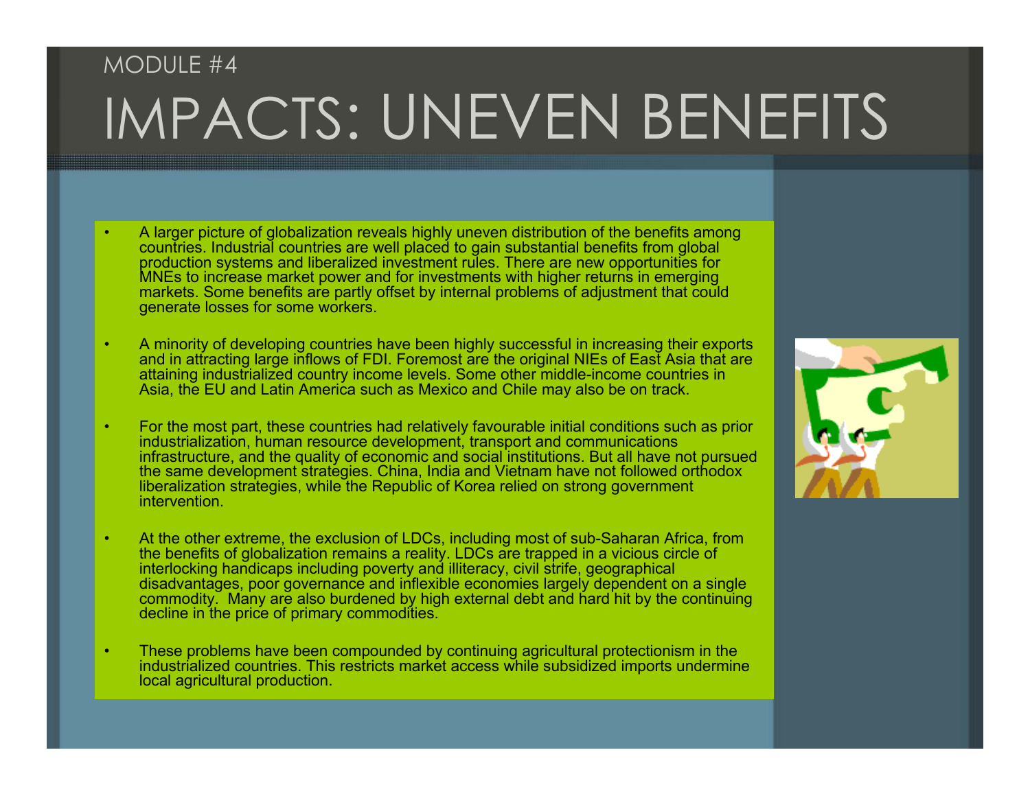MODULE #4

# IMPACTS: UNEVEN BENEFITS

- A larger picture of globalization reveals highly uneven distribution of the benefits among countries. Industrial countries are well placed to gain substantial benefits from global production systems and liberalized investment rules. There are new opportunities for MNEs to increase market power and for investments with higher returns in emerging markets. Some benefits are partly offset by internal problems of adjustment that could generate losses for some workers.

- A minority of developing countries have been highly successful in increasing their exports and in attracting large inflows of FDI. Foremost are the original NIEs of East Asia that are attaining industrialized country income levels. Some other middle-income countries in Asia, the EU and Latin America such as Mexico and Chile may also be on track.

- For the most part, these countries had relatively favourable initial conditions such as prior industrialization, human resource development, transport and communications infrastructure, and the quality of economic and social institutions. But all have not pursued the same development strategies. China, India and Vietnam have not followed orthodox liberalization strategies, while the Republic of Korea relied on strong government intervention.

- At the other extreme, the exclusion of LDCs, including most of sub-Saharan Africa, from the benefits of globalization remains a reality. LDCs are trapped in a vicious circle of interlocking handicaps including poverty and illiteracy, civil strife, geographical disadvantages, poor governance and inflexible economies largely dependent on a single commodity. Many are also burdened by high external debt and hard hit by the continuing decline in the price of primary commodities.

- These problems have been compounded by continuing agricultural protectionism in the industrialized countries. This restricts market access while subsidized imports undermine local agricultural production.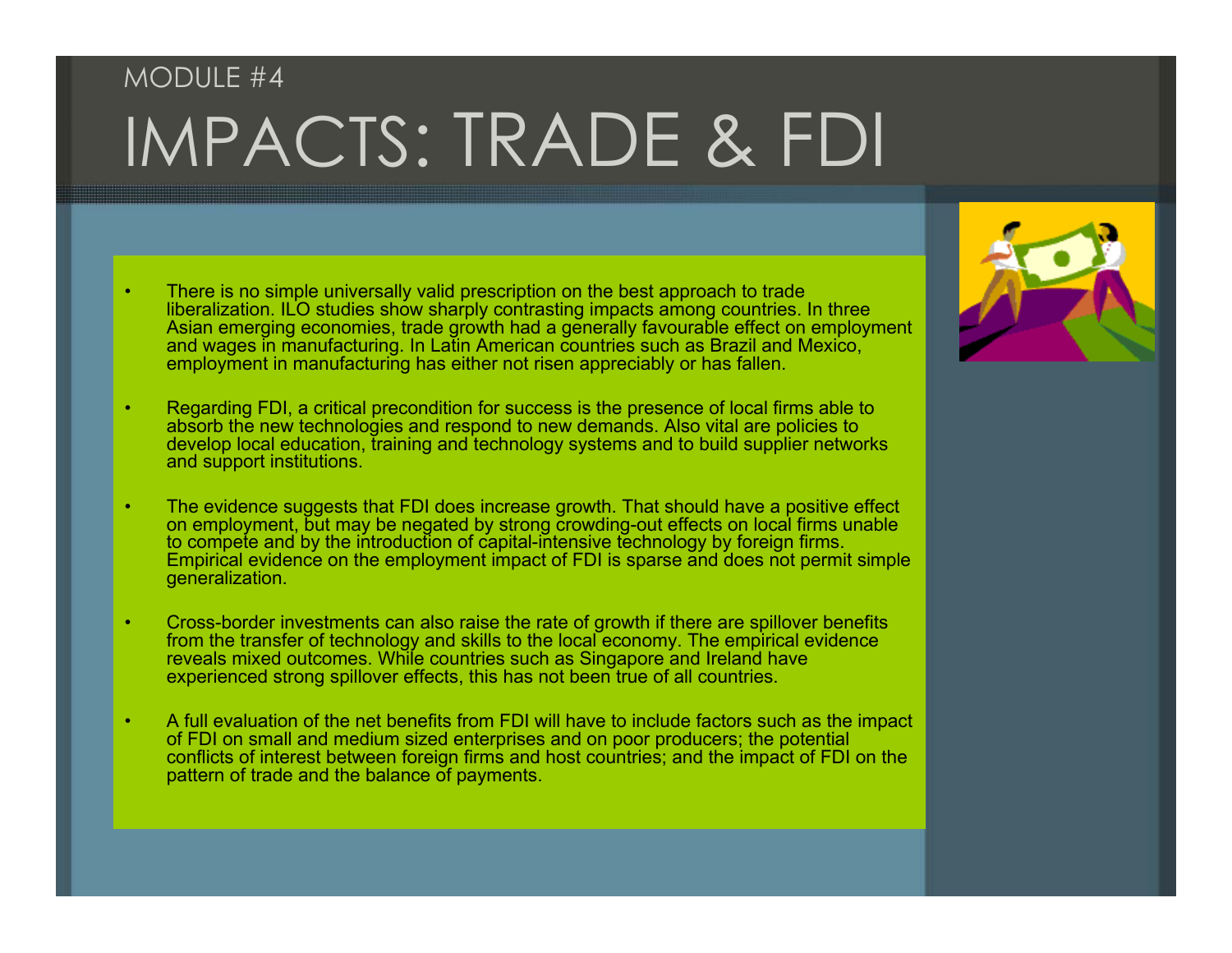MODULE #4

# IMPACTS: TRADE & FDI

- There is no simple universally valid prescription on the best approach to trade liberalization. ILO studies show sharply contrasting impacts among countries. In three Asian emerging economies, trade growth had a generally favourable effect on employment and wages in manufacturing. In Latin American countries such as Brazil and Mexico, employment in manufacturing has either not risen appreciably or has fallen.

- Regarding FDI, a critical precondition for success is the presence of local firms able to absorb the new technologies and respond to new demands. Also vital are policies to develop local education, training and technology systems and to build supplier networks and support institutions.

- The evidence suggests that FDI does increase growth. That should have a positive effect on employment, but may be negated by strong crowding-out effects on local firms unable to compete and by the introduction of capital-intensive technology by foreign firms. Empirical evidence on the employment impact of FDI is sparse and does not permit simple generalization.

- Cross-border investments can also raise the rate of growth if there are spillover benefits from the transfer of technology and skills to the local economy. The empirical evidence reveals mixed outcomes. While countries such as Singapore and Ireland have experienced strong spillover effects, this has not been true of all countries.

- A full evaluation of the net benefits from FDI will have to include factors such as the impact of FDI on small and medium sized enterprises and on poor producers; the potential conflicts of interest between foreign firms and host countries; and the impact of FDI on the pattern of trade and the balance of payments.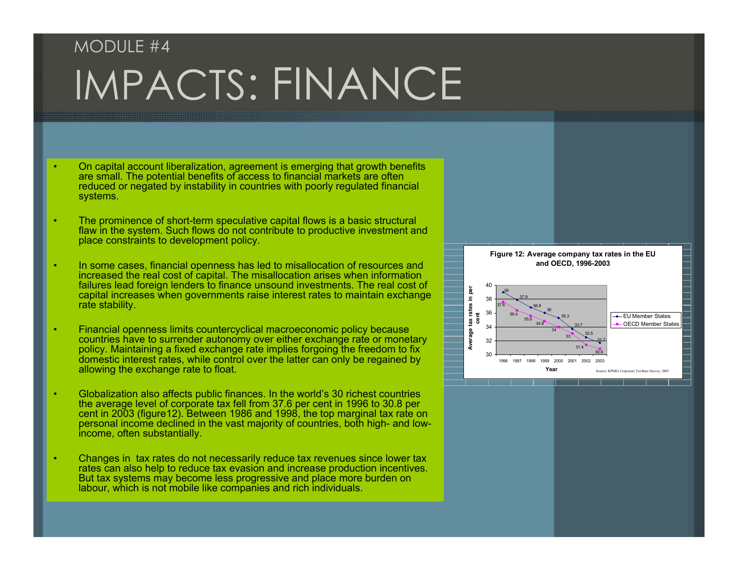MODULE #4

# IMPACTS: FINANCE

- On capital account liberalization, agreement is emerging that growth benefits are small. The potential benefits of access to financial markets are often reduced or negated by instability in countries with poorly regulated financial systems.

- The prominence of short-term speculative capital flows is a basic structural flaw in the system. Such flows do not contribute to productive investment and place constraints to development policy.

- In some cases, financial openness has led to misallocation of resources and increased the real cost of capital. The misallocation arises when information failures lead foreign lenders to finance unsound investments. The real cost of capital increases when governments raise interest rates to maintain exchange rate stability.

- Financial openness limits countercyclical macroeconomic policy because countries have to surrender autonomy over either exchange rate or monetary policy. Maintaining a fixed exchange rate implies forgoing the freedom to fix domestic interest rates, while control over the latter can only be regained by allowing the exchange rate to float.

- Globalization also affects public finances. In the world's 30 richest countries the average level of corporate tax fell from 37.6 per cent in 1996 to 30.8 per cent in 2003 (figure12). Between 1986 and 1998, the top marginal tax rate on personal income declined in the vast majority of countries, both high- and low-income, often substantially.

- Changes in tax rates do not necessarily reduce tax revenues since lower tax rates can also help to reduce tax evasion and increase production incentives. But tax systems may become less progressive and place more burden on labour, which is not mobile like companies and rich individuals.

**Figure 12: Average company tax rates in the EU and OECD, 1996-2003**

| Year | EU Member States | OECD Member States |
|---|---|---|
| 1996 | 39 | 37.6 |
| 1997 | 37.9 | 36.4 |
| 1998 | 36.8 | 35.6 |
| 1999 | 36 | 34.8 |
| 2000 | 35.3 | 34 |
| 2001 | 33.7 | 33 |
| 2002 | 32.5 | 31.4 |
| 2003 | 31.7 | 30.8 |

Source: KPMG Corporate Tax Rate Survey, 2003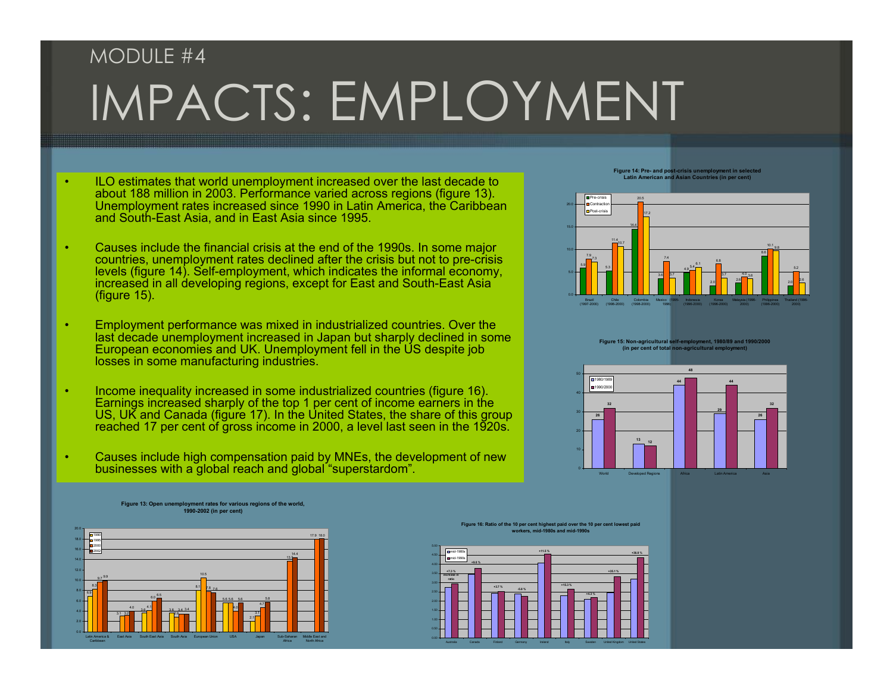MODULE #4

# IMPACTS: EMPLOYMENT

- ILO estimates that world unemployment increased over the last decade to about 188 million in 2003. Performance varied across regions (figure 13). Unemployment rates increased since 1990 in Latin America, the Caribbean and South-East Asia, and in East Asia since 1995.
- Causes include the financial crisis at the end of the 1990s. In some major countries, unemployment rates declined after the crisis but not to pre-crisis levels (figure 14). Self-employment, which indicates the informal economy, increased in all developing regions, except for East and South-East Asia (figure 15).
- Employment performance was mixed in industrialized countries. Over the last decade unemployment increased in Japan but sharply declined in some European economies and UK. Unemployment fell in the US despite job losses in some manufacturing industries.
- Income inequality increased in some industrialized countries (figure 16). Earnings increased sharply of the top 1 per cent of income earners in the US, UK and Canada (figure 17). In the United States, the share of this group reached 17 per cent of gross income in 2000, a level last seen in the 1920s.
- Causes include high compensation paid by MNEs, the development of new businesses with a global reach and global "superstardom".

**Figure 14: Pre- and post-crisis unemployment in selected Latin American and Asian Countries (in per cent)**

| Country | Pre-crisis | Contraction | Post-crisis |
|---|---|---|---|
| Brazil (1997-2000) | 5.9 | 7.9 | 7.3 |
| Chile (1998-2000) | 5.3 | 11.4 | 10.7 |
| Colombia (1998-2000) | 14.4 | 20.5 | 17.2 |
| Mexico (1995-1996) | 3.6 | 7.4 | 3.7 |
| Indonesia (1996-2000) | 4.9 | 5.4 | 6.1 |
| Korea (1996-2000) | 2.0 | 6.8 | 3.7 |
| Malaysia (1996-2000) | 2.6 | 4.0 | 3.6 |
| Philippines (1996-2000) | 8.6 | 10.1 | 9.8 |
| Thailand (1996-2000) | 2.0 | 5.2 | 2.6 |

**Figure 15: Non-agricultural self-employment, 1980/89 and 1990/2000 (in per cent of total non-agricultural employment)**

| Region | 1980/1989 | 1990/2000 |
|---|---|---|
| World | 26 | 32 |
| Developed Regions | 13 | 12 |
| Africa | 44 | 48 |
| Latin America | 29 | 44 |
| Asia | 26 | 32 |

**Figure 13: Open unemployment rates for various regions of the world, 1990-2002 (in per cent)**

| Region | 1990 | 1995 | 2000 | 2002 |
|---|---|---|---|---|
| Latin America & Caribbean | 6.9 | 8.3 | 9.7 | 9.9 |
| East Asia | | 3.1 | 3.2 | 4.0 |
| South East Asia | 3.6 | 4.1 | 6.0 | 6.5 |
| South Asia | 3.6 | 2.9 | 3.4 | 3.4 |
| European Union | 8.1 | 10.5 | 7.8 | 7.6 |
| USA | 5.6 | 5.6 | 4.0 | 5.6 |
| Japan | 2.1 | 3.1 | 4.7 | 5.8 |
| Sub-Saharan Africa | | | 13.7 | 14.4 |
| Middle East and North Africa | | | 17.9 | 18.0 |

**Figure 16: Ratio of the 10 per cent highest paid over the 10 per cent lowest paid workers, mid-1980s and mid-1990s**

| Country | Increase in ratio |
|---|---|
| Australia | +7.2 % |
| Canada | +9.6 % |
| Finland | +3.7 % |
| Germany | -5.0 % |
| Ireland | +11.5 % |
| Italy | +15.3 % |
| Sweden | +4.3 % |
| United Kingdom | +35.1 % |
| United States | +36.8 % |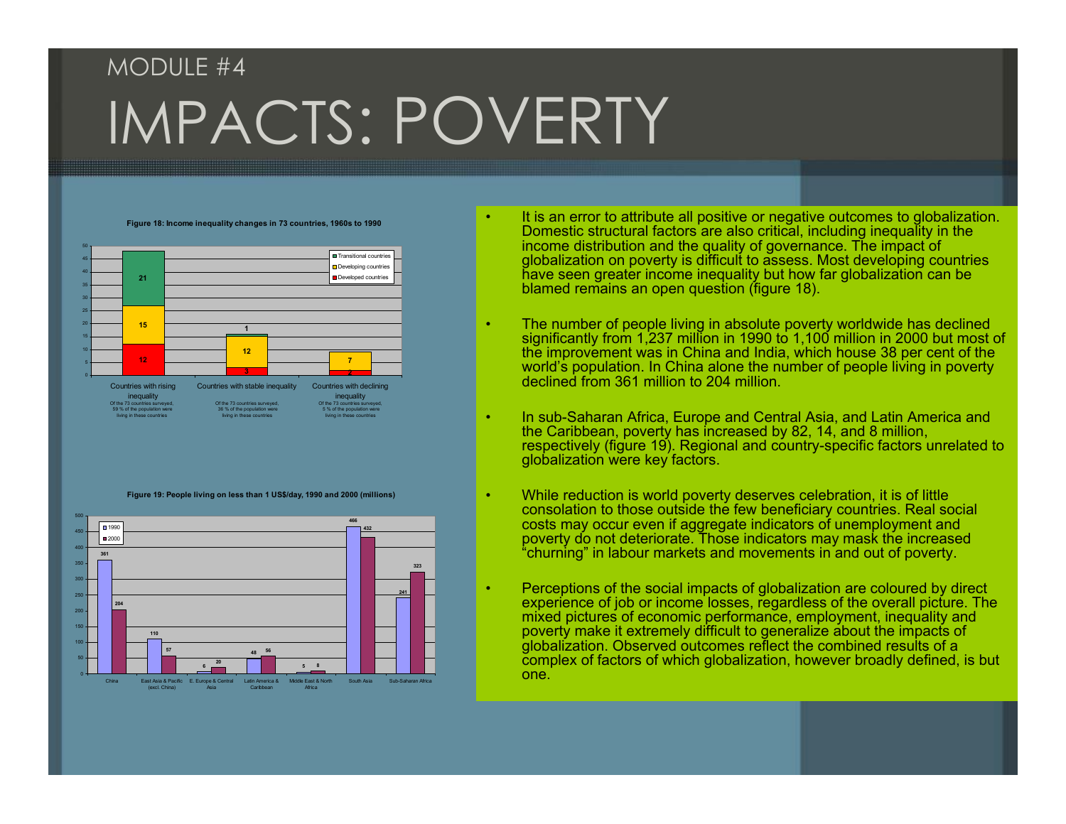MODULE #4

# IMPACTS: POVERTY

**Figure 18: Income inequality changes in 73 countries, 1960s to 1990**

| | Countries with rising inequality | Countries with stable inequality | Countries with declining inequality |
|---|---|---|---|
| Transitional countries | 21 | 1 | |
| Developing countries | 15 | 12 | 7 |
| Developed countries | 12 | 3 | 2 |

Countries with rising inequality: Of the 73 countries surveyed, 59 % of the population were living in these countries

Countries with stable inequality: Of the 73 countries surveyed, 36 % of the population were living in these countries

Countries with declining inequality: Of the 73 countries surveyed, 5 % of the population were living in these countries

**Figure 19: People living on less than 1 US$/day, 1990 and 2000 (millions)**

| Region | 1990 | 2000 |
|---|---|---|
| China | 361 | 204 |
| East Asia & Pacific (excl. China) | 110 | 57 |
| E. Europe & Central Asia | 6 | 20 |
| Latin America & Caribbean | 48 | 56 |
| Middle East & North Africa | 5 | 8 |
| South Asia | 466 | 432 |
| Sub-Saharan Africa | 241 | 323 |

- It is an error to attribute all positive or negative outcomes to globalization. Domestic structural factors are also critical, including inequality in the income distribution and the quality of governance. The impact of globalization on poverty is difficult to assess. Most developing countries have seen greater income inequality but how far globalization can be blamed remains an open question (figure 18).
- The number of people living in absolute poverty worldwide has declined significantly from 1,237 million in 1990 to 1,100 million in 2000 but most of the improvement was in China and India, which house 38 per cent of the world's population. In China alone the number of people living in poverty declined from 361 million to 204 million.
- In sub-Saharan Africa, Europe and Central Asia, and Latin America and the Caribbean, poverty has increased by 82, 14, and 8 million, respectively (figure 19). Regional and country-specific factors unrelated to globalization were key factors.
- While reduction is world poverty deserves celebration, it is of little consolation to those outside the few beneficiary countries. Real social costs may occur even if aggregate indicators of unemployment and poverty do not deteriorate. Those indicators may mask the increased "churning" in labour markets and movements in and out of poverty.
- Perceptions of the social impacts of globalization are coloured by direct experience of job or income losses, regardless of the overall picture. The mixed pictures of economic performance, employment, inequality and poverty make it extremely difficult to generalize about the impacts of globalization. Observed outcomes reflect the combined results of a complex of factors of which globalization, however broadly defined, is but one.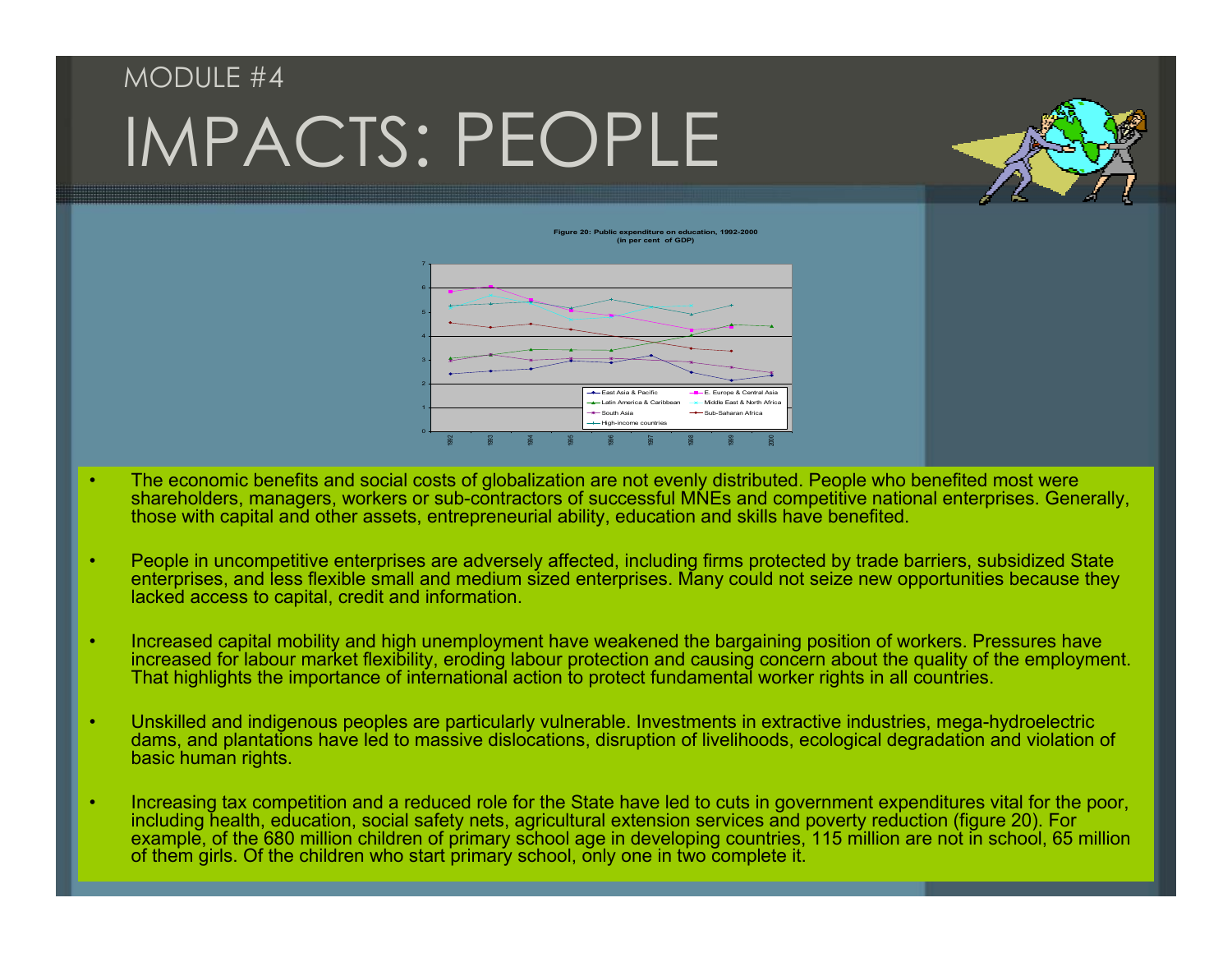MODULE #4

# IMPACTS: PEOPLE

**Figure 20: Public expenditure on education, 1992-2000 (in per cent of GDP)**

- The economic benefits and social costs of globalization are not evenly distributed. People who benefited most were shareholders, managers, workers or sub-contractors of successful MNEs and competitive national enterprises. Generally, those with capital and other assets, entrepreneurial ability, education and skills have benefited.
- People in uncompetitive enterprises are adversely affected, including firms protected by trade barriers, subsidized State enterprises, and less flexible small and medium sized enterprises. Many could not seize new opportunities because they lacked access to capital, credit and information.
- Increased capital mobility and high unemployment have weakened the bargaining position of workers. Pressures have increased for labour market flexibility, eroding labour protection and causing concern about the quality of the employment. That highlights the importance of international action to protect fundamental worker rights in all countries.
- Unskilled and indigenous peoples are particularly vulnerable. Investments in extractive industries, mega-hydroelectric dams, and plantations have led to massive dislocations, disruption of livelihoods, ecological degradation and violation of basic human rights.
- Increasing tax competition and a reduced role for the State have led to cuts in government expenditures vital for the poor, including health, education, social safety nets, agricultural extension services and poverty reduction (figure 20). For example, of the 680 million children of primary school age in developing countries, 115 million are not in school, 65 million of them girls. Of the children who start primary school, only one in two complete it.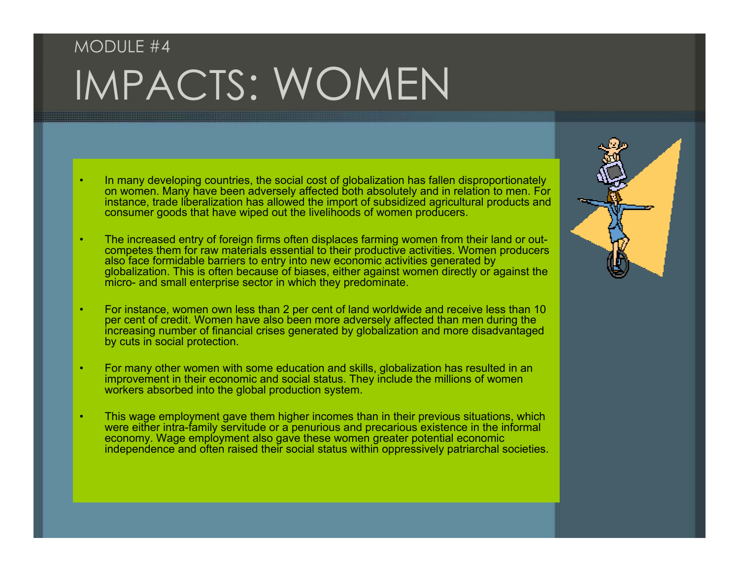MODULE #4

# IMPACTS: WOMEN

- In many developing countries, the social cost of globalization has fallen disproportionately on women. Many have been adversely affected both absolutely and in relation to men. For instance, trade liberalization has allowed the import of subsidized agricultural products and consumer goods that have wiped out the livelihoods of women producers.

- The increased entry of foreign firms often displaces farming women from their land or out-competes them for raw materials essential to their productive activities. Women producers also face formidable barriers to entry into new economic activities generated by globalization. This is often because of biases, either against women directly or against the micro- and small enterprise sector in which they predominate.

- For instance, women own less than 2 per cent of land worldwide and receive less than 10 per cent of credit. Women have also been more adversely affected than men during the increasing number of financial crises generated by globalization and more disadvantaged by cuts in social protection.

- For many other women with some education and skills, globalization has resulted in an improvement in their economic and social status. They include the millions of women workers absorbed into the global production system.

- This wage employment gave them higher incomes than in their previous situations, which were either intra-family servitude or a penurious and precarious existence in the informal economy. Wage employment also gave these women greater potential economic independence and often raised their social status within oppressively patriarchal societies.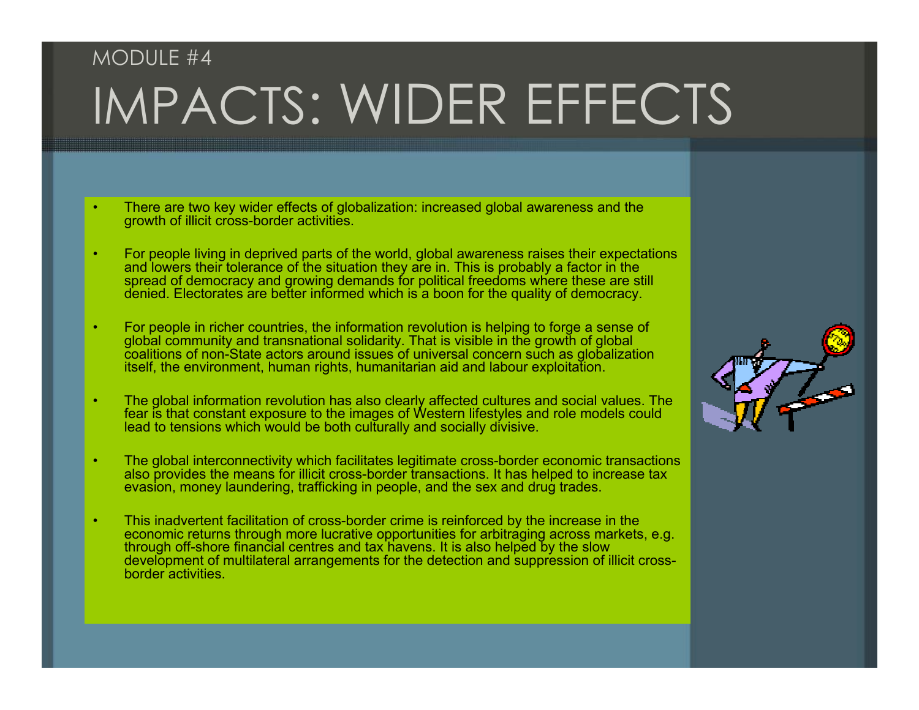MODULE #4

# IMPACTS: WIDER EFFECTS

- There are two key wider effects of globalization: increased global awareness and the growth of illicit cross-border activities.
- For people living in deprived parts of the world, global awareness raises their expectations and lowers their tolerance of the situation they are in. This is probably a factor in the spread of democracy and growing demands for political freedoms where these are still denied. Electorates are better informed which is a boon for the quality of democracy.
- For people in richer countries, the information revolution is helping to forge a sense of global community and transnational solidarity. That is visible in the growth of global coalitions of non-State actors around issues of universal concern such as globalization itself, the environment, human rights, humanitarian aid and labour exploitation.
- The global information revolution has also clearly affected cultures and social values. The fear is that constant exposure to the images of Western lifestyles and role models could lead to tensions which would be both culturally and socially divisive.
- The global interconnectivity which facilitates legitimate cross-border economic transactions also provides the means for illicit cross-border transactions. It has helped to increase tax evasion, money laundering, trafficking in people, and the sex and drug trades.
- This inadvertent facilitation of cross-border crime is reinforced by the increase in the economic returns through more lucrative opportunities for arbitraging across markets, e.g. through off-shore financial centres and tax havens. It is also helped by the slow development of multilateral arrangements for the detection and suppression of illicit cross-border activities.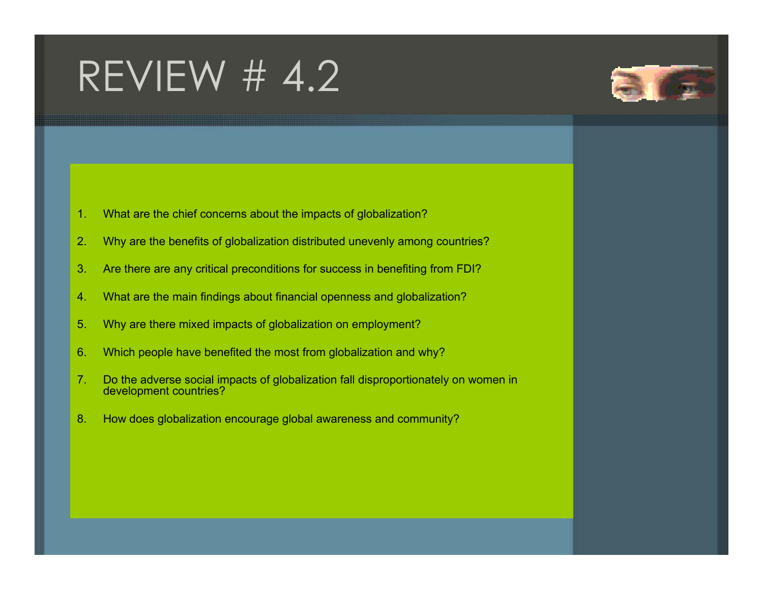# REVIEW # 4.2

1. What are the chief concerns about the impacts of globalization?
2. Why are the benefits of globalization distributed unevenly among countries?
3. Are there are any critical preconditions for success in benefiting from FDI?
4. What are the main findings about financial openness and globalization?
5. Why are there mixed impacts of globalization on employment?
6. Which people have benefited the most from globalization and why?
7. Do the adverse social impacts of globalization fall disproportionately on women in development countries?
8. How does globalization encourage global awareness and community?